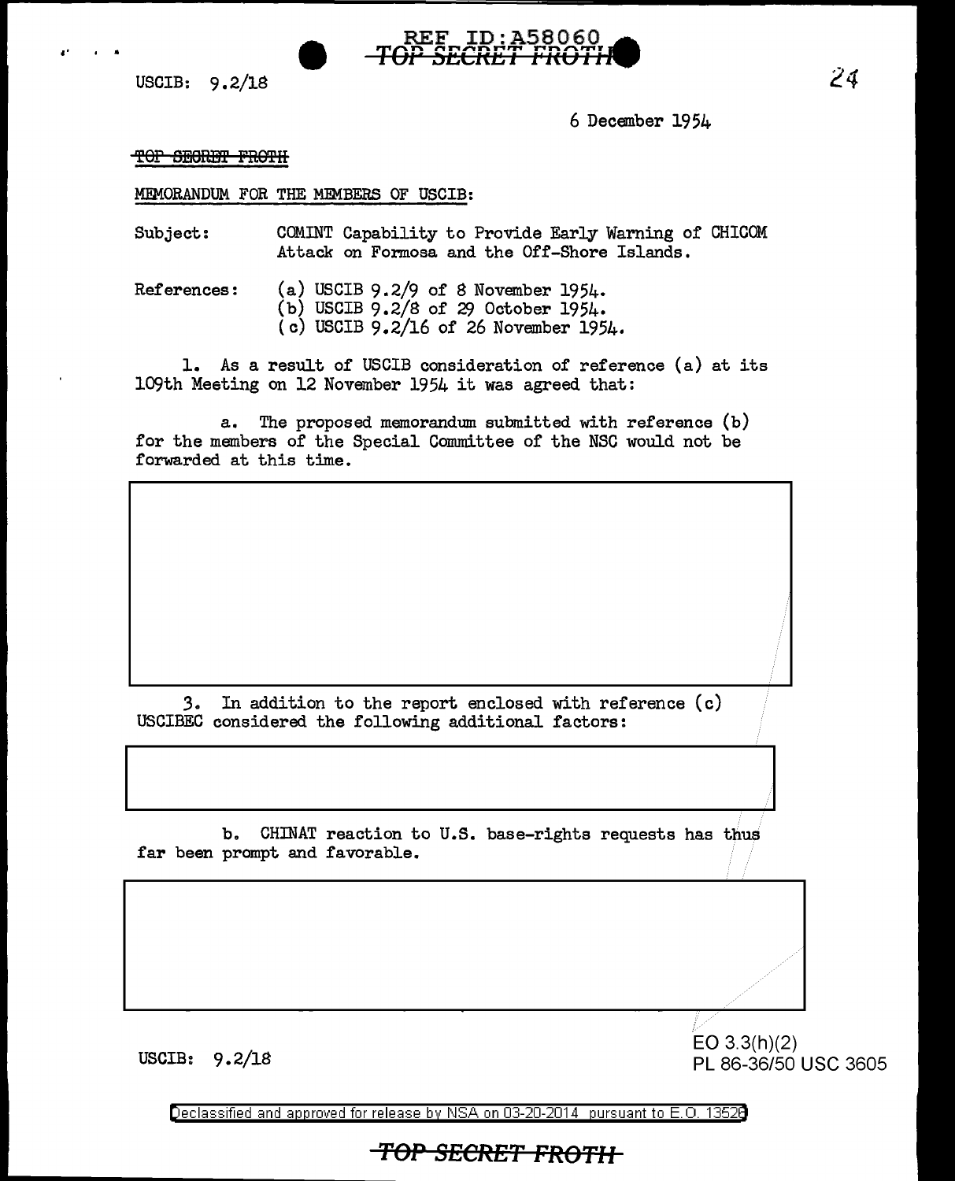USCIB: 9.2/18

6 December 1954

~~TOP SECRET FROTH~~

MEMORANDUM FOR THE MEMBERS OF USCIB:

Subject: COMINT Capability to Provide Early Warning of CHICOM Attack on Formosa and the Off-Shore Islands.

References:
(a) USCIB 9.2/9 of 8 November 1954.
(b) USCIB 9.2/8 of 29 October 1954.
(c) USCIB 9.2/16 of 26 November 1954.

1. As a result of USCIB consideration of reference (a) at its 109th Meeting on 12 November 1954 it was agreed that:

a. The proposed memorandum submitted with reference (b) for the members of the Special Committee of the NSC would not be forwarded at this time.

3. In addition to the report enclosed with reference (c) USCIBEC considered the following additional factors:

b. CHINAT reaction to U.S. base-rights requests has thus far been prompt and favorable.

EO 3.3(h)(2)
PL 86-36/50 USC 3605

USCIB: 9.2/18

Declassified and approved for release by NSA on 03-20-2014 pursuant to E.O. 13526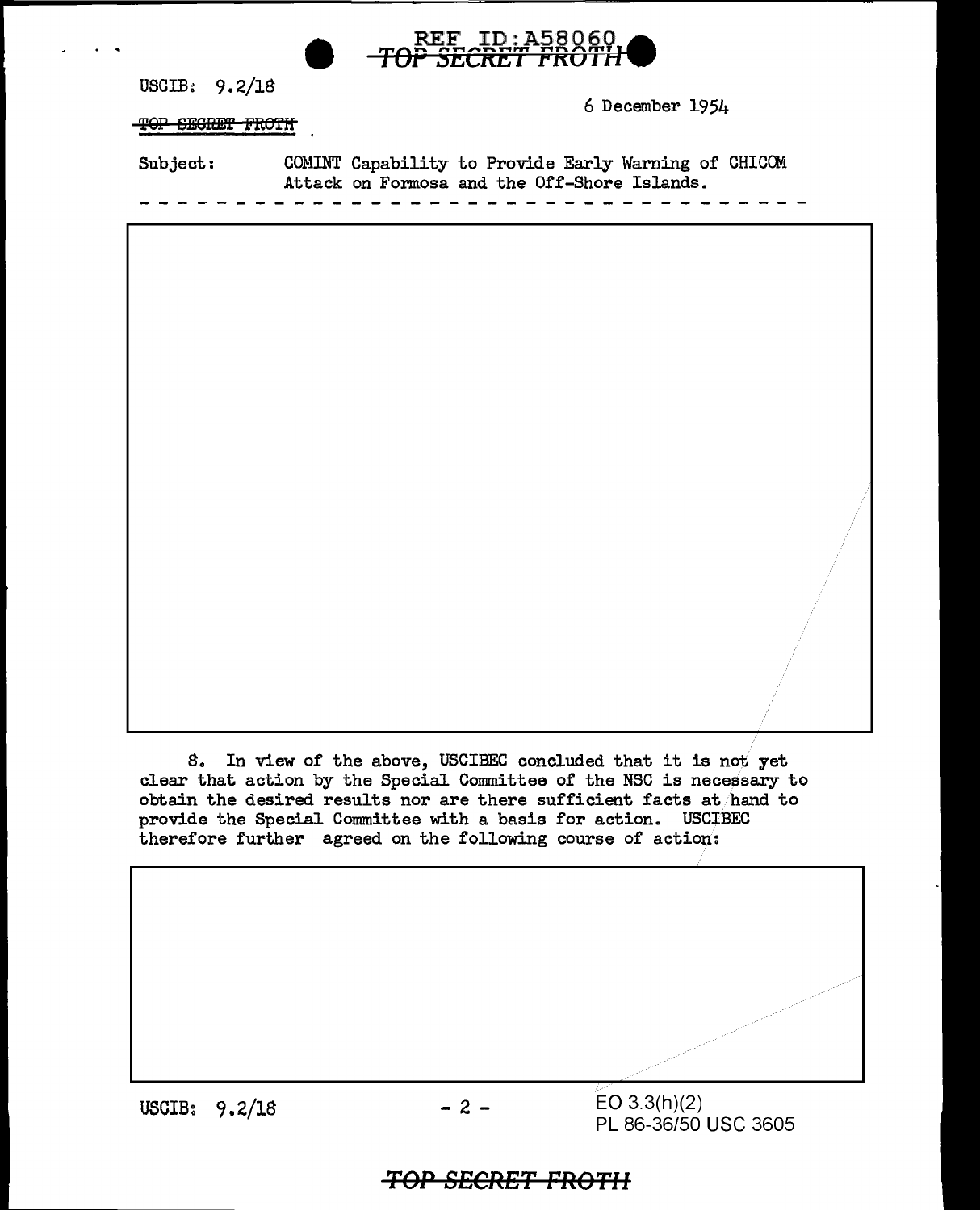USCIB: 9.2/18

6 December 1954

Subject: COMINT Capability to Provide Early Warning of CHICOM Attack on Formosa and the Off-Shore Islands.

8. In view of the above, USCIBEC concluded that it is not yet clear that action by the Special Committee of the NSC is necessary to obtain the desired results nor are there sufficient facts at hand to provide the Special Committee with a basis for action. USCIBEC therefore further agreed on the following course of action:

EO 3.3(h)(2)
PL 86-36/50 USC 3605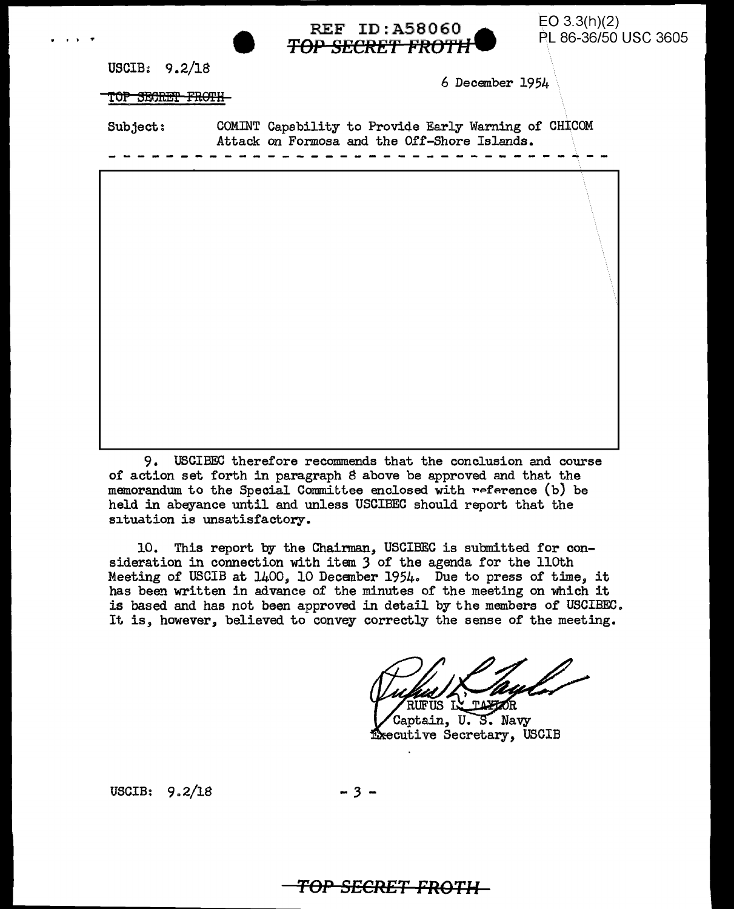REF ID:A58060
TOP SECRET FROTH

EO 3.3(h)(2)
PL 86-36/50 USC 3605

USCIB: 9.2/18

TOP SECRET FROTH

6 December 1954

Subject: COMINT Capability to Provide Early Warning of CHICOM Attack on Formosa and the Off-Shore Islands.

- - - - - - - - - - - - - - - - - - - - - - - - - - - - - - - - - - - -

9. USCIBEC therefore recommends that the conclusion and course of action set forth in paragraph 8 above be approved and that the memorandum to the Special Committee enclosed with reference (b) be held in abeyance until and unless USCIBEC should report that the situation is unsatisfactory.

10. This report by the Chairman, USCIBEC is submitted for consideration in connection with item 3 of the agenda for the 110th Meeting of USCIB at 1400, 10 December 1954. Due to press of time, it has been written in advance of the minutes of the meeting on which it is based and has not been approved in detail by the members of USCIBEC. It is, however, believed to convey correctly the sense of the meeting.

RUFUS L. TAYLOR
Captain, U. S. Navy
Executive Secretary, USCIB

USCIB: 9.2/18

TOP SECRET FROTH